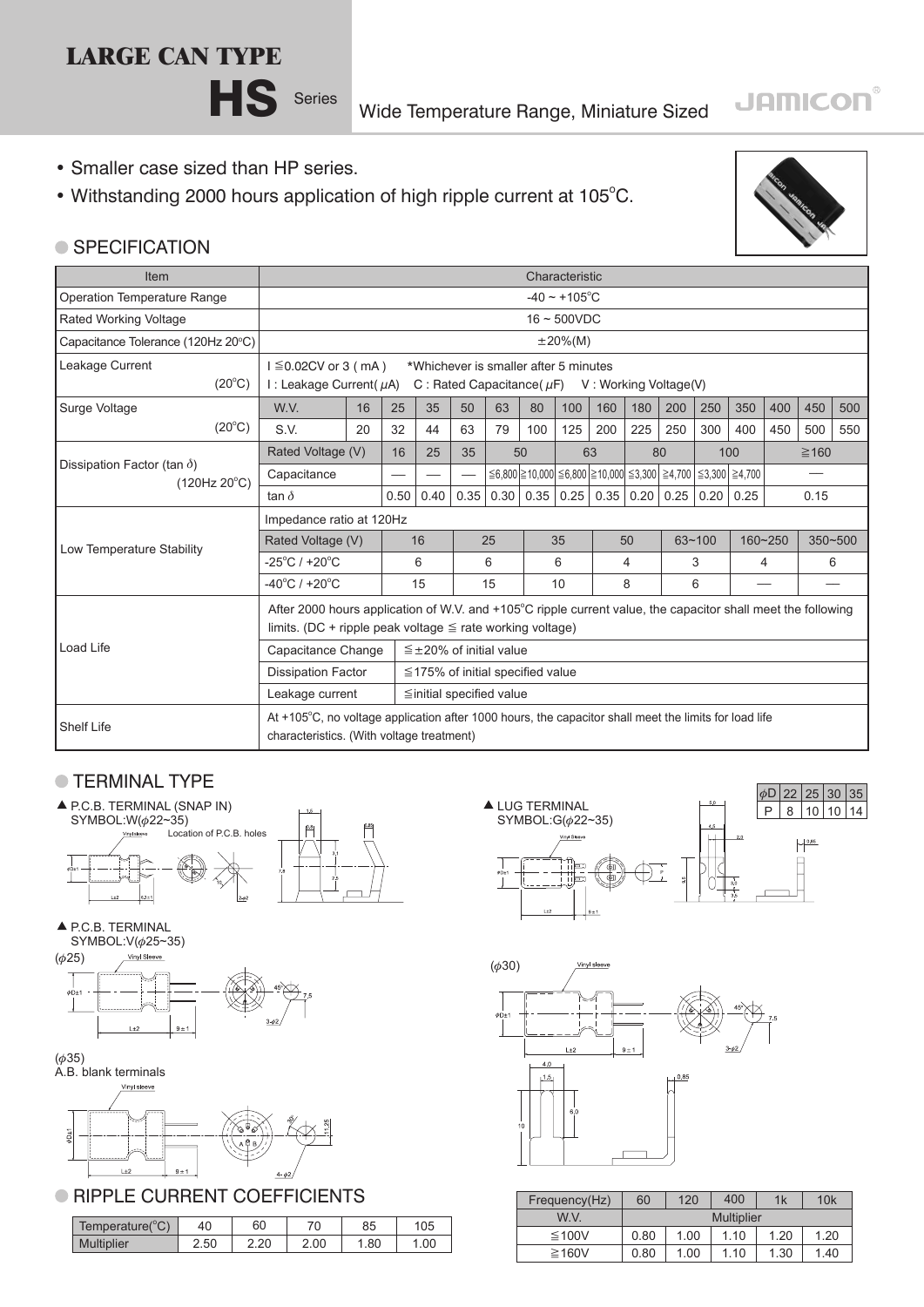# LARGE CAN TYPE

## HS Series

Wide Temperature Range, Miniature Sized

- Smaller case sized than HP series.
- Withstanding 2000 hours application of high ripple current at 105°C.

### SPECIFICATION

| Item | Characteristic |
|---|---|
| Operation Temperature Range | -40 ~ +105°C |
| Rated Working Voltage | 16 ~ 500VDC |
| Capacitance Tolerance (120Hz 20°C) | ±20%(M) |
| Leakage Current (20°C) | I ≦0.02CV or 3 ( mA ) *Whichever is smaller after 5 minutes<br>I : Leakage Current( μA) C : Rated Capacitance( μF) V : Working Voltage(V) |

**Surge Voltage (20°C)**

| W.V. | 16 | 25 | 35 | 50 | 63 | 80 | 100 | 160 | 180 | 200 | 250 | 350 | 400 | 450 | 500 |
|---|---|---|---|---|---|---|---|---|---|---|---|---|---|---|---|
| S.V. | 20 | 32 | 44 | 63 | 79 | 100 | 125 | 200 | 225 | 250 | 300 | 400 | 450 | 500 | 550 |

**Dissipation Factor (tan δ) (120Hz 20°C)**

| Rated Voltage (V) | 16 | 25 | 35 | 50 | | 63 | | 80 | | 100 | | ≧160 |
|---|---|---|---|---|---|---|---|---|---|---|---|---|
| Capacitance | — | — | — | ≦6,800 | ≧10,000 | ≦6,800 | ≧10,000 | ≦3,300 | ≧4,700 | ≦3,300 | ≧4,700 | — |
| tan δ | 0.50 | 0.40 | 0.35 | 0.30 | 0.35 | 0.25 | 0.35 | 0.20 | 0.25 | 0.20 | 0.25 | 0.15 |

**Low Temperature Stability**

Impedance ratio at 120Hz

| Rated Voltage (V) | 16 | 25 | 35 | 50 | 63~100 | 160~250 | 350~500 |
|---|---|---|---|---|---|---|---|
| -25°C / +20°C | 6 | 6 | 6 | 4 | 3 | 4 | 6 |
| -40°C / +20°C | 15 | 15 | 10 | 8 | 6 | — | — |

**Load Life**

After 2000 hours application of W.V. and +105°C ripple current value, the capacitor shall meet the following limits. (DC + ripple peak voltage ≦ rate working voltage)

| Capacitance Change | ≦±20% of initial value |
|---|---|
| Dissipation Factor | ≦175% of initial specified value |
| Leakage current | ≦initial specified value |

**Shelf Life**

At +105°C, no voltage application after 1000 hours, the capacitor shall meet the limits for load life characteristics. (With voltage treatment)

### TERMINAL TYPE

▲ P.C.B. TERMINAL (SNAP IN)
SYMBOL:W(φ22~35)

Location of P.C.B. holes

▲ LUG TERMINAL
SYMBOL:G(φ22~35)

| φD | 22 | 25 | 30 | 35 |
|---|---|---|---|---|
| P | 8 | 10 | 10 | 14 |

▲ P.C.B. TERMINAL
SYMBOL:V(φ25~35)

(φ25)

(φ30)

(φ35)
A.B. blank terminals

### RIPPLE CURRENT COEFFICIENTS

| Temperature(°C) | 40 | 60 | 70 | 85 | 105 |
|---|---|---|---|---|---|
| Multiplier | 2.50 | 2.20 | 2.00 | 1.80 | 1.00 |

| Frequency(Hz) | 60 | 120 | 400 | 1k | 10k |
|---|---|---|---|---|---|
| W.V. | Multiplier | | | | |
| ≦100V | 0.80 | 1.00 | 1.10 | 1.20 | 1.20 |
| ≧160V | 0.80 | 1.00 | 1.10 | 1.30 | 1.40 |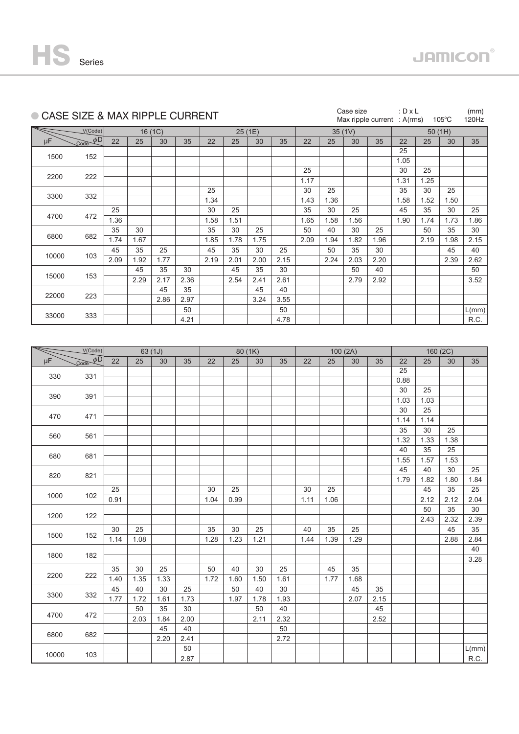## ● CASE SIZE & MAX RIPPLE CURRENT

Case size : D x L (mm)
Max ripple current : A(rms) 105℃ 120Hz

| μF | V(Code) / Code φD | 16 (1C) | | | | 25 (1E) | | | | 35 (1V) | | | | 50 (1H) | | | |
|---|---|---|---|---|---|---|---|---|---|---|---|---|---|---|---|---|---|
| | | 22 | 25 | 30 | 35 | 22 | 25 | 30 | 35 | 22 | 25 | 30 | 35 | 22 | 25 | 30 | 35 |
| 1500 | 152 | | | | | | | | | | | | | 25 | | | |
| | | | | | | | | | | | | | | 1.05 | | | |
| 2200 | 222 | | | | | | | | | 25 | | | | 30 | 25 | | |
| | | | | | | | | | | 1.17 | | | | 1.31 | 1.25 | | |
| 3300 | 332 | | | | | 25 | | | | 30 | 25 | | | 35 | 30 | 25 | |
| | | | | | | 1.34 | | | | 1.43 | 1.36 | | | 1.58 | 1.52 | 1.50 | |
| 4700 | 472 | 25 | | | | 30 | 25 | | | 35 | 30 | 25 | | 45 | 35 | 30 | 25 |
| | | 1.36 | | | | 1.58 | 1.51 | | | 1.65 | 1.58 | 1.56 | | 1.90 | 1.74 | 1.73 | 1.86 |
| 6800 | 682 | 35 | 30 | | | 35 | 30 | 25 | | 50 | 40 | 30 | 25 | | 50 | 35 | 30 |
| | | 1.74 | 1.67 | | | 1.85 | 1.78 | 1.75 | | 2.09 | 1.94 | 1.82 | 1.96 | | 2.19 | 1.98 | 2.15 |
| 10000 | 103 | 45 | 35 | 25 | | 45 | 35 | 30 | 25 | | 50 | 35 | 30 | | | 45 | 40 |
| | | 2.09 | 1.92 | 1.77 | | 2.19 | 2.01 | 2.00 | 2.15 | | 2.24 | 2.03 | 2.20 | | | 2.39 | 2.62 |
| 15000 | 153 | | 45 | 35 | 30 | | 45 | 35 | 30 | | | 50 | 40 | | | | 50 |
| | | | 2.29 | 2.17 | 2.36 | | 2.54 | 2.41 | 2.61 | | | 2.79 | 2.92 | | | | 3.52 |
| 22000 | 223 | | | 45 | 35 | | | 45 | 40 | | | | | | | | |
| | | | | 2.86 | 2.97 | | | 3.24 | 3.55 | | | | | | | | |
| 33000 | 333 | | | | 50 | | | | 50 | | | | | | | | L(mm) |
| | | | | | 4.21 | | | | 4.78 | | | | | | | | R.C. |

| μF | V(Code) / Code φD | 63 (1J) | | | | 80 (1K) | | | | 100 (2A) | | | | 160 (2C) | | | |
|---|---|---|---|---|---|---|---|---|---|---|---|---|---|---|---|---|---|
| | | 22 | 25 | 30 | 35 | 22 | 25 | 30 | 35 | 22 | 25 | 30 | 35 | 22 | 25 | 30 | 35 |
| 330 | 331 | | | | | | | | | | | | | 25 | | | |
| | | | | | | | | | | | | | | 0.88 | | | |
| 390 | 391 | | | | | | | | | | | | | 30 | 25 | | |
| | | | | | | | | | | | | | | 1.03 | 1.03 | | |
| 470 | 471 | | | | | | | | | | | | | 30 | 25 | | |
| | | | | | | | | | | | | | | 1.14 | 1.14 | | |
| 560 | 561 | | | | | | | | | | | | | 35 | 30 | 25 | |
| | | | | | | | | | | | | | | 1.32 | 1.33 | 1.38 | |
| 680 | 681 | | | | | | | | | | | | | 40 | 35 | 25 | |
| | | | | | | | | | | | | | | 1.55 | 1.57 | 1.53 | |
| 820 | 821 | | | | | | | | | | | | | 45 | 40 | 30 | 25 |
| | | | | | | | | | | | | | | 1.79 | 1.82 | 1.80 | 1.84 |
| 1000 | 102 | 25 | | | | 30 | 25 | | | 30 | 25 | | | | 45 | 35 | 25 |
| | | 0.91 | | | | 1.04 | 0.99 | | | 1.11 | 1.06 | | | | 2.12 | 2.12 | 2.04 |
| 1200 | 122 | | | | | | | | | | | | | | 50 | 35 | 30 |
| | | | | | | | | | | | | | | | 2.43 | 2.32 | 2.39 |
| 1500 | 152 | 30 | 25 | | | 35 | 30 | 25 | | 40 | 35 | 25 | | | | 45 | 35 |
| | | 1.14 | 1.08 | | | 1.28 | 1.23 | 1.21 | | 1.44 | 1.39 | 1.29 | | | | 2.88 | 2.84 |
| 1800 | 182 | | | | | | | | | | | | | | | | 40 |
| | | | | | | | | | | | | | | | | | 3.28 |
| 2200 | 222 | 35 | 30 | 25 | | 50 | 40 | 30 | 25 | | 45 | 35 | | | | | |
| | | 1.40 | 1.35 | 1.33 | | 1.72 | 1.60 | 1.50 | 1.61 | | 1.77 | 1.68 | | | | | |
| 3300 | 332 | 45 | 40 | 30 | 25 | | 50 | 40 | 30 | | | 45 | 35 | | | | |
| | | 1.77 | 1.72 | 1.61 | 1.73 | | 1.97 | 1.78 | 1.93 | | | 2.07 | 2.15 | | | | |
| 4700 | 472 | | 50 | 35 | 30 | | | 50 | 40 | | | | 45 | | | | |
| | | | 2.03 | 1.84 | 2.00 | | | 2.11 | 2.32 | | | | 2.52 | | | | |
| 6800 | 682 | | | 45 | 40 | | | | 50 | | | | | | | | |
| | | | | 2.20 | 2.41 | | | | 2.72 | | | | | | | | |
| 10000 | 103 | | | | 50 | | | | | | | | | | | | L(mm) |
| | | | | | 2.87 | | | | | | | | | | | | R.C. |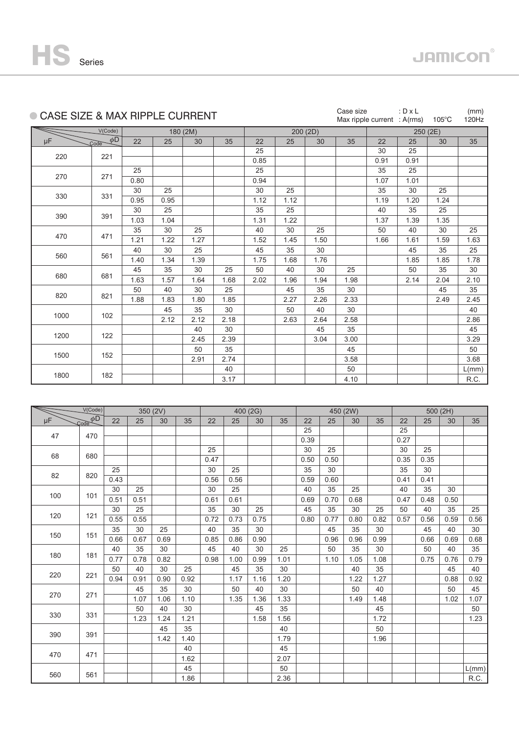● CASE SIZE & MAX RIPPLE CURRENT

Case size : D x L (mm)
Max ripple current : A(rms) 105°C 120Hz

| μF | V(Code) / Code φD | 180 (2M) | | | | 200 (2D) | | | | 250 (2E) | | | |
|---|---|---|---|---|---|---|---|---|---|---|---|---|---|
| | | 22 | 25 | 30 | 35 | 22 | 25 | 30 | 35 | 22 | 25 | 30 | 35 |
| 220 | 221 | | | | | 25 | | | | 30 | 25 | | |
| | | | | | | 0.85 | | | | 0.91 | 0.91 | | |
| 270 | 271 | 25 | | | | 25 | | | | 35 | 25 | | |
| | | 0.80 | | | | 0.94 | | | | 1.07 | 1.01 | | |
| 330 | 331 | 30 | 25 | | | 30 | 25 | | | 35 | 30 | 25 | |
| | | 0.95 | 0.95 | | | 1.12 | 1.12 | | | 1.19 | 1.20 | 1.24 | |
| 390 | 391 | 30 | 25 | | | 35 | 25 | | | 40 | 35 | 25 | |
| | | 1.03 | 1.04 | | | 1.31 | 1.22 | | | 1.37 | 1.39 | 1.35 | |
| 470 | 471 | 35 | 30 | 25 | | 40 | 30 | 25 | | 50 | 40 | 30 | 25 |
| | | 1.21 | 1.22 | 1.27 | | 1.52 | 1.45 | 1.50 | | 1.66 | 1.61 | 1.59 | 1.63 |
| 560 | 561 | 40 | 30 | 25 | | 45 | 35 | 30 | | | 45 | 35 | 25 |
| | | 1.40 | 1.34 | 1.39 | | 1.75 | 1.68 | 1.76 | | | 1.85 | 1.85 | 1.78 |
| 680 | 681 | 45 | 35 | 30 | 25 | 50 | 40 | 30 | 25 | | 50 | 35 | 30 |
| | | 1.63 | 1.57 | 1.64 | 1.68 | 2.02 | 1.96 | 1.94 | 1.98 | | 2.14 | 2.04 | 2.10 |
| 820 | 821 | 50 | 40 | 30 | 25 | | 45 | 35 | 30 | | | 45 | 35 |
| | | 1.88 | 1.83 | 1.80 | 1.85 | | 2.27 | 2.26 | 2.33 | | | 2.49 | 2.45 |
| 1000 | 102 | | 45 | 35 | 30 | | 50 | 40 | 30 | | | | 40 |
| | | | 2.12 | 2.12 | 2.18 | | 2.63 | 2.64 | 2.58 | | | | 2.86 |
| 1200 | 122 | | | 40 | 30 | | | 45 | 35 | | | | 45 |
| | | | | 2.45 | 2.39 | | | 3.04 | 3.00 | | | | 3.29 |
| 1500 | 152 | | | 50 | 35 | | | | 45 | | | | 50 |
| | | | | 2.91 | 2.74 | | | | 3.58 | | | | 3.68 |
| 1800 | 182 | | | | 40 | | | | 50 | | | | L(mm) |
| | | | | | 3.17 | | | | 4.10 | | | | R.C. |

| μF | V(Code) / Code φD | 350 (2V) | | | | 400 (2G) | | | | 450 (2W) | | | | 500 (2H) | | | |
|---|---|---|---|---|---|---|---|---|---|---|---|---|---|---|---|---|---|
| | | 22 | 25 | 30 | 35 | 22 | 25 | 30 | 35 | 22 | 25 | 30 | 35 | 22 | 25 | 30 | 35 |
| 47 | 470 | | | | | | | | | 25 | | | | 25 | | | |
| | | | | | | | | | | 0.39 | | | | 0.27 | | | |
| 68 | 680 | | | | | 25 | | | | 30 | 25 | | | 30 | 25 | | |
| | | | | | | 0.47 | | | | 0.50 | 0.50 | | | 0.35 | 0.35 | | |
| 82 | 820 | 25 | | | | 30 | 25 | | | 35 | 30 | | | 35 | 30 | | |
| | | 0.43 | | | | 0.56 | 0.56 | | | 0.59 | 0.60 | | | 0.41 | 0.41 | | |
| 100 | 101 | 30 | 25 | | | 30 | 25 | | | 40 | 35 | 25 | | 40 | 35 | 30 | |
| | | 0.51 | 0.51 | | | 0.61 | 0.61 | | | 0.69 | 0.70 | 0.68 | | 0.47 | 0.48 | 0.50 | |
| 120 | 121 | 30 | 25 | | | 35 | 30 | 25 | | 45 | 35 | 30 | 25 | 50 | 40 | 35 | 25 |
| | | 0.55 | 0.55 | | | 0.72 | 0.73 | 0.75 | | 0.80 | 0.77 | 0.80 | 0.82 | 0.57 | 0.56 | 0.59 | 0.56 |
| 150 | 151 | 35 | 30 | 25 | | 40 | 35 | 30 | | | 45 | 35 | 30 | | 45 | 40 | 30 |
| | | 0.66 | 0.67 | 0.69 | | 0.85 | 0.86 | 0.90 | | | 0.96 | 0.96 | 0.99 | | 0.66 | 0.69 | 0.68 |
| 180 | 181 | 40 | 35 | 30 | | 45 | 40 | 30 | 25 | | 50 | 35 | 30 | | 50 | 40 | 35 |
| | | 0.77 | 0.78 | 0.82 | | 0.98 | 1.00 | 0.99 | 1.01 | | 1.10 | 1.05 | 1.08 | | 0.75 | 0.76 | 0.79 |
| 220 | 221 | 50 | 40 | 30 | 25 | | 45 | 35 | 30 | | | 40 | 35 | | | 45 | 40 |
| | | 0.94 | 0.91 | 0.90 | 0.92 | | 1.17 | 1.16 | 1.20 | | | 1.22 | 1.27 | | | 0.88 | 0.92 |
| 270 | 271 | | 45 | 35 | 30 | | 50 | 40 | 30 | | | 50 | 40 | | | 50 | 45 |
| | | | 1.07 | 1.06 | 1.10 | | 1.35 | 1.36 | 1.33 | | | 1.49 | 1.48 | | | 1.02 | 1.07 |
| 330 | 331 | | 50 | 40 | 30 | | | 45 | 35 | | | | 45 | | | | 50 |
| | | | 1.23 | 1.24 | 1.21 | | | 1.58 | 1.56 | | | | 1.72 | | | | 1.23 |
| 390 | 391 | | | 45 | 35 | | | | 40 | | | | 50 | | | | |
| | | | | 1.42 | 1.40 | | | | 1.79 | | | | 1.96 | | | | |
| 470 | 471 | | | | 40 | | | | 45 | | | | | | | | |
| | | | | | 1.62 | | | | 2.07 | | | | | | | | |
| 560 | 561 | | | | 45 | | | | 50 | | | | | | | | L(mm) |
| | | | | | 1.86 | | | | 2.36 | | | | | | | | R.C. |